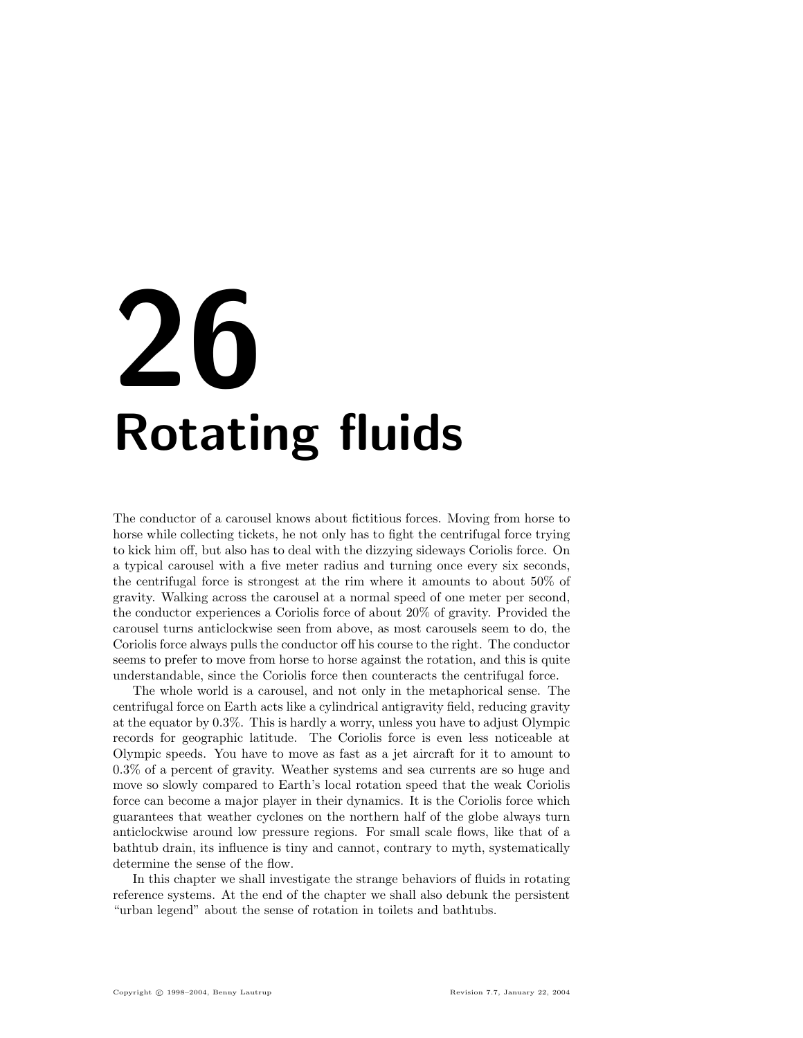# 26 Rotating fluids

The conductor of a carousel knows about fictitious forces. Moving from horse to horse while collecting tickets, he not only has to fight the centrifugal force trying to kick him off, but also has to deal with the dizzying sideways Coriolis force. On a typical carousel with a five meter radius and turning once every six seconds, the centrifugal force is strongest at the rim where it amounts to about 50% of gravity. Walking across the carousel at a normal speed of one meter per second, the conductor experiences a Coriolis force of about 20% of gravity. Provided the carousel turns anticlockwise seen from above, as most carousels seem to do, the Coriolis force always pulls the conductor off his course to the right. The conductor seems to prefer to move from horse to horse against the rotation, and this is quite understandable, since the Coriolis force then counteracts the centrifugal force.

The whole world is a carousel, and not only in the metaphorical sense. The centrifugal force on Earth acts like a cylindrical antigravity field, reducing gravity at the equator by 0.3%. This is hardly a worry, unless you have to adjust Olympic records for geographic latitude. The Coriolis force is even less noticeable at Olympic speeds. You have to move as fast as a jet aircraft for it to amount to 0.3% of a percent of gravity. Weather systems and sea currents are so huge and move so slowly compared to Earth's local rotation speed that the weak Coriolis force can become a major player in their dynamics. It is the Coriolis force which guarantees that weather cyclones on the northern half of the globe always turn anticlockwise around low pressure regions. For small scale flows, like that of a bathtub drain, its influence is tiny and cannot, contrary to myth, systematically determine the sense of the flow.

In this chapter we shall investigate the strange behaviors of fluids in rotating reference systems. At the end of the chapter we shall also debunk the persistent "urban legend" about the sense of rotation in toilets and bathtubs.

Copyright © 1998–2004, Benny Lautrup Revision 7.7, January 22, 2004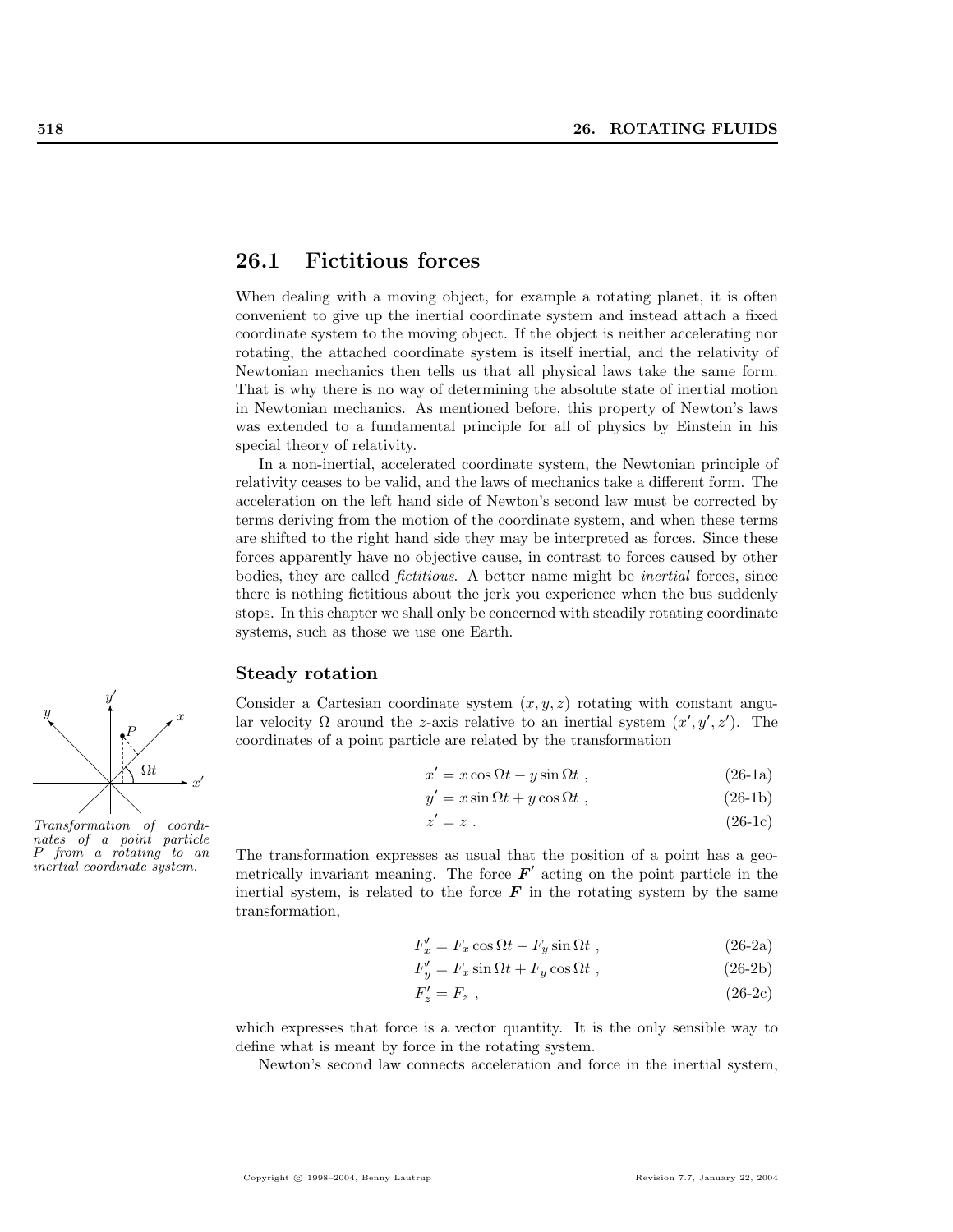## 26.1 Fictitious forces

When dealing with a moving object, for example a rotating planet, it is often convenient to give up the inertial coordinate system and instead attach a fixed coordinate system to the moving object. If the object is neither accelerating nor rotating, the attached coordinate system is itself inertial, and the relativity of Newtonian mechanics then tells us that all physical laws take the same form. That is why there is no way of determining the absolute state of inertial motion in Newtonian mechanics. As mentioned before, this property of Newton's laws was extended to a fundamental principle for all of physics by Einstein in his special theory of relativity.

In a non-inertial, accelerated coordinate system, the Newtonian principle of relativity ceases to be valid, and the laws of mechanics take a different form. The acceleration on the left hand side of Newton's second law must be corrected by terms deriving from the motion of the coordinate system, and when these terms are shifted to the right hand side they may be interpreted as forces. Since these forces apparently have no objective cause, in contrast to forces caused by other bodies, they are called *fictitious*. A better name might be *inertial* forces, since there is nothing fictitious about the jerk you experience when the bus suddenly stops. In this chapter we shall only be concerned with steadily rotating coordinate systems, such as those we use one Earth.

### Steady rotation

Consider a Cartesian coordinate system $(x, y, z)$ rotating with constant angular velocity $\Omega$ around the $z$-axis relative to an inertial system $(x', y', z')$. The coordinates of a point particle are related by the transformation

$$x' = x \cos \Omega t - y \sin \Omega t \,, \tag{26-1a}$$

$$y' = x \sin \Omega t + y \cos \Omega t \,, \tag{26-1b}$$

$$z' = z \,. \tag{26-1c}$$

*Transformation of coordinates of a point particle $P$ from a rotating to an inertial coordinate system.*

The transformation expresses as usual that the position of a point has a geometrically invariant meaning. The force $\boldsymbol{F}'$ acting on the point particle in the inertial system, is related to the force $\boldsymbol{F}$ in the rotating system by the same transformation,

$$F'_x = F_x \cos \Omega t - F_y \sin \Omega t \,, \tag{26-2a}$$

$$F'_y = F_x \sin \Omega t + F_y \cos \Omega t \,, \tag{26-2b}$$

$$F'_z = F_z \,, \tag{26-2c}$$

which expresses that force is a vector quantity. It is the only sensible way to define what is meant by force in the rotating system.

Newton's second law connects acceleration and force in the inertial system,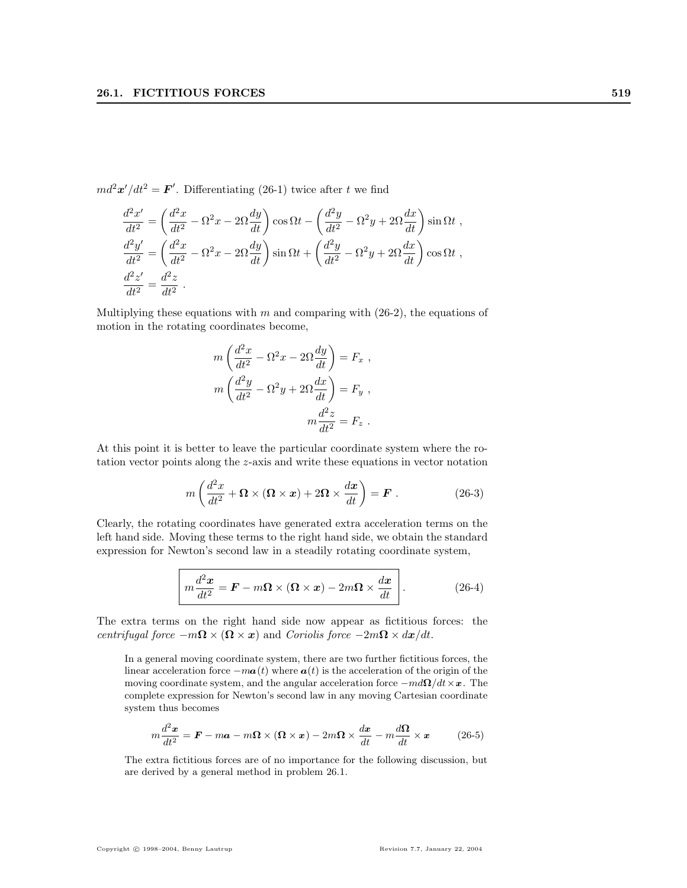$md^2\boldsymbol{x}'/dt^2 = \boldsymbol{F}'$. Differentiating (26-1) twice after $t$ we find

$$\frac{d^2x'}{dt^2} = \left(\frac{d^2x}{dt^2} - \Omega^2 x - 2\Omega\frac{dy}{dt}\right)\cos\Omega t - \left(\frac{d^2y}{dt^2} - \Omega^2 y + 2\Omega\frac{dx}{dt}\right)\sin\Omega t \ ,$$
$$\frac{d^2y'}{dt^2} = \left(\frac{d^2x}{dt^2} - \Omega^2 x - 2\Omega\frac{dy}{dt}\right)\sin\Omega t + \left(\frac{d^2y}{dt^2} - \Omega^2 y + 2\Omega\frac{dx}{dt}\right)\cos\Omega t \ ,$$
$$\frac{d^2z'}{dt^2} = \frac{d^2z}{dt^2} \ .$$

Multiplying these equations with $m$ and comparing with (26-2), the equations of motion in the rotating coordinates become,

$$m\left(\frac{d^2x}{dt^2} - \Omega^2 x - 2\Omega\frac{dy}{dt}\right) = F_x \ ,$$
$$m\left(\frac{d^2y}{dt^2} - \Omega^2 y + 2\Omega\frac{dx}{dt}\right) = F_y \ ,$$
$$m\frac{d^2z}{dt^2} = F_z \ .$$

At this point it is better to leave the particular coordinate system where the rotation vector points along the $z$-axis and write these equations in vector notation

$$m\left(\frac{d^2x}{dt^2} + \boldsymbol{\Omega}\times(\boldsymbol{\Omega}\times\boldsymbol{x}) + 2\boldsymbol{\Omega}\times\frac{d\boldsymbol{x}}{dt}\right) = \boldsymbol{F} \ . \tag{26-3}$$

Clearly, the rotating coordinates have generated extra acceleration terms on the left hand side. Moving these terms to the right hand side, we obtain the standard expression for Newton's second law in a steadily rotating coordinate system,

$$\boxed{m\frac{d^2\boldsymbol{x}}{dt^2} = \boldsymbol{F} - m\boldsymbol{\Omega}\times(\boldsymbol{\Omega}\times\boldsymbol{x}) - 2m\boldsymbol{\Omega}\times\frac{d\boldsymbol{x}}{dt}} \ . \tag{26-4}$$

The extra terms on the right hand side now appear as fictitious forces: the *centrifugal force* $-m\boldsymbol{\Omega}\times(\boldsymbol{\Omega}\times\boldsymbol{x})$ and *Coriolis force* $-2m\boldsymbol{\Omega}\times d\boldsymbol{x}/dt$.

In a general moving coordinate system, there are two further fictitious forces, the linear acceleration force $-m\boldsymbol{a}(t)$ where $\boldsymbol{a}(t)$ is the acceleration of the origin of the moving coordinate system, and the angular acceleration force $-md\boldsymbol{\Omega}/dt\times\boldsymbol{x}$. The complete expression for Newton's second law in any moving Cartesian coordinate system thus becomes

$$m\frac{d^2\boldsymbol{x}}{dt^2} = \boldsymbol{F} - m\boldsymbol{a} - m\boldsymbol{\Omega}\times(\boldsymbol{\Omega}\times\boldsymbol{x}) - 2m\boldsymbol{\Omega}\times\frac{d\boldsymbol{x}}{dt} - m\frac{d\boldsymbol{\Omega}}{dt}\times\boldsymbol{x} \tag{26-5}$$

The extra fictitious forces are of no importance for the following discussion, but are derived by a general method in problem 26.1.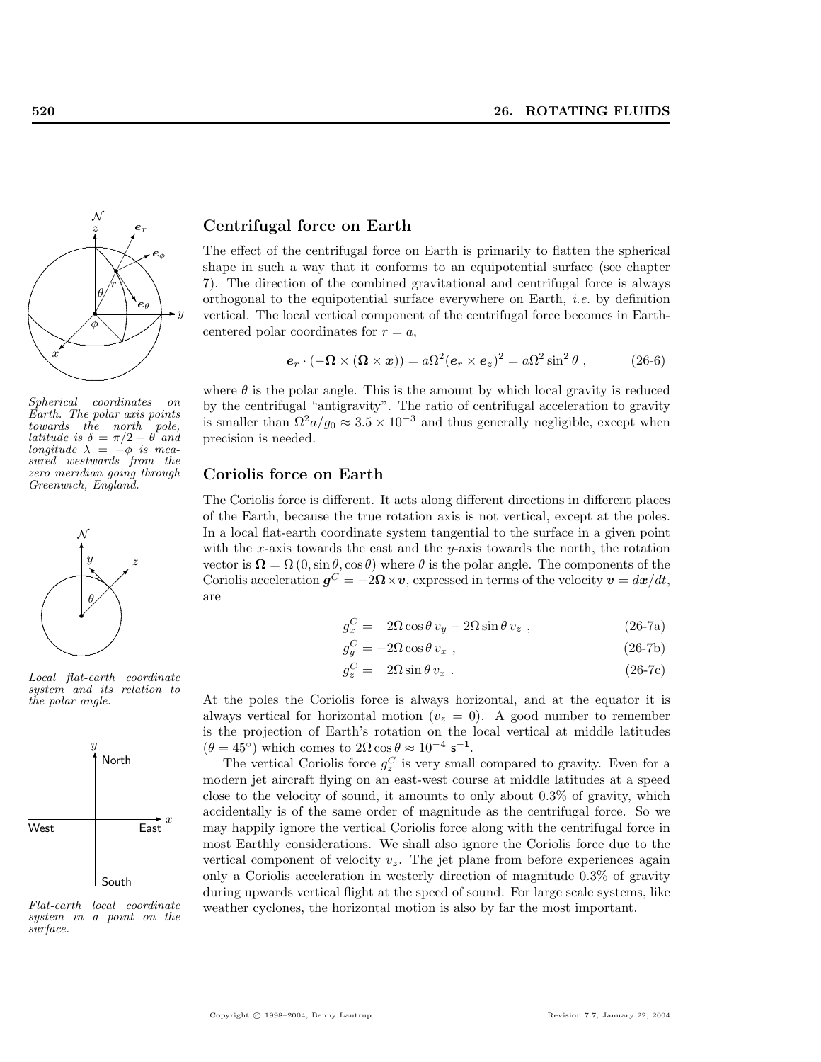*Spherical coordinates on Earth. The polar axis points towards the north pole, latitude is $\delta = \pi/2 - \theta$ and longitude $\lambda = -\phi$ is measured westwards from the zero meridian going through Greenwich, England.*

*Local flat-earth coordinate system and its relation to the polar angle.*

*Flat-earth local coordinate system in a point on the surface.*

## Centrifugal force on Earth

The effect of the centrifugal force on Earth is primarily to flatten the spherical shape in such a way that it conforms to an equipotential surface (see chapter 7). The direction of the combined gravitational and centrifugal force is always orthogonal to the equipotential surface everywhere on Earth, *i.e.* by definition vertical. The local vertical component of the centrifugal force becomes in Earth-centered polar coordinates for $r = a$,

$$\boldsymbol{e}_r \cdot (-\boldsymbol{\Omega} \times (\boldsymbol{\Omega} \times \boldsymbol{x})) = a\Omega^2(\boldsymbol{e}_r \times \boldsymbol{e}_z)^2 = a\Omega^2 \sin^2\theta \ , \tag{26-6}$$

where $\theta$ is the polar angle. This is the amount by which local gravity is reduced by the centrifugal "antigravity". The ratio of centrifugal acceleration to gravity is smaller than $\Omega^2 a/g_0 \approx 3.5 \times 10^{-3}$ and thus generally negligible, except when precision is needed.

## Coriolis force on Earth

The Coriolis force is different. It acts along different directions in different places of the Earth, because the true rotation axis is not vertical, except at the poles. In a local flat-earth coordinate system tangential to the surface in a given point with the $x$-axis towards the east and the $y$-axis towards the north, the rotation vector is $\boldsymbol{\Omega} = \Omega\,(0, \sin\theta, \cos\theta)$ where $\theta$ is the polar angle. The components of the Coriolis acceleration $\boldsymbol{g}^C = -2\boldsymbol{\Omega}\times\boldsymbol{v}$, expressed in terms of the velocity $\boldsymbol{v} = d\boldsymbol{x}/dt$, are

$$g_x^C = \quad 2\Omega\cos\theta\, v_y - 2\Omega\sin\theta\, v_z \ , \tag{26-7a}$$

$$g_y^C = -2\Omega\cos\theta\, v_x \ , \tag{26-7b}$$

$$g_z^C = \quad 2\Omega\sin\theta\, v_x \ . \tag{26-7c}$$

At the poles the Coriolis force is always horizontal, and at the equator it is always vertical for horizontal motion ($v_z = 0$). A good number to remember is the projection of Earth's rotation on the local vertical at middle latitudes ($\theta = 45°$) which comes to $2\Omega\cos\theta \approx 10^{-4}\ \mathsf{s}^{-1}$.

The vertical Coriolis force $g_z^C$ is very small compared to gravity. Even for a modern jet aircraft flying on an east-west course at middle latitudes at a speed close to the velocity of sound, it amounts to only about 0.3% of gravity, which accidentally is of the same order of magnitude as the centrifugal force. So we may happily ignore the vertical Coriolis force along with the centrifugal force in most Earthly considerations. We shall also ignore the Coriolis force due to the vertical component of velocity $v_z$. The jet plane from before experiences again only a Coriolis acceleration in westerly direction of magnitude 0.3% of gravity during upwards vertical flight at the speed of sound. For large scale systems, like weather cyclones, the horizontal motion is also by far the most important.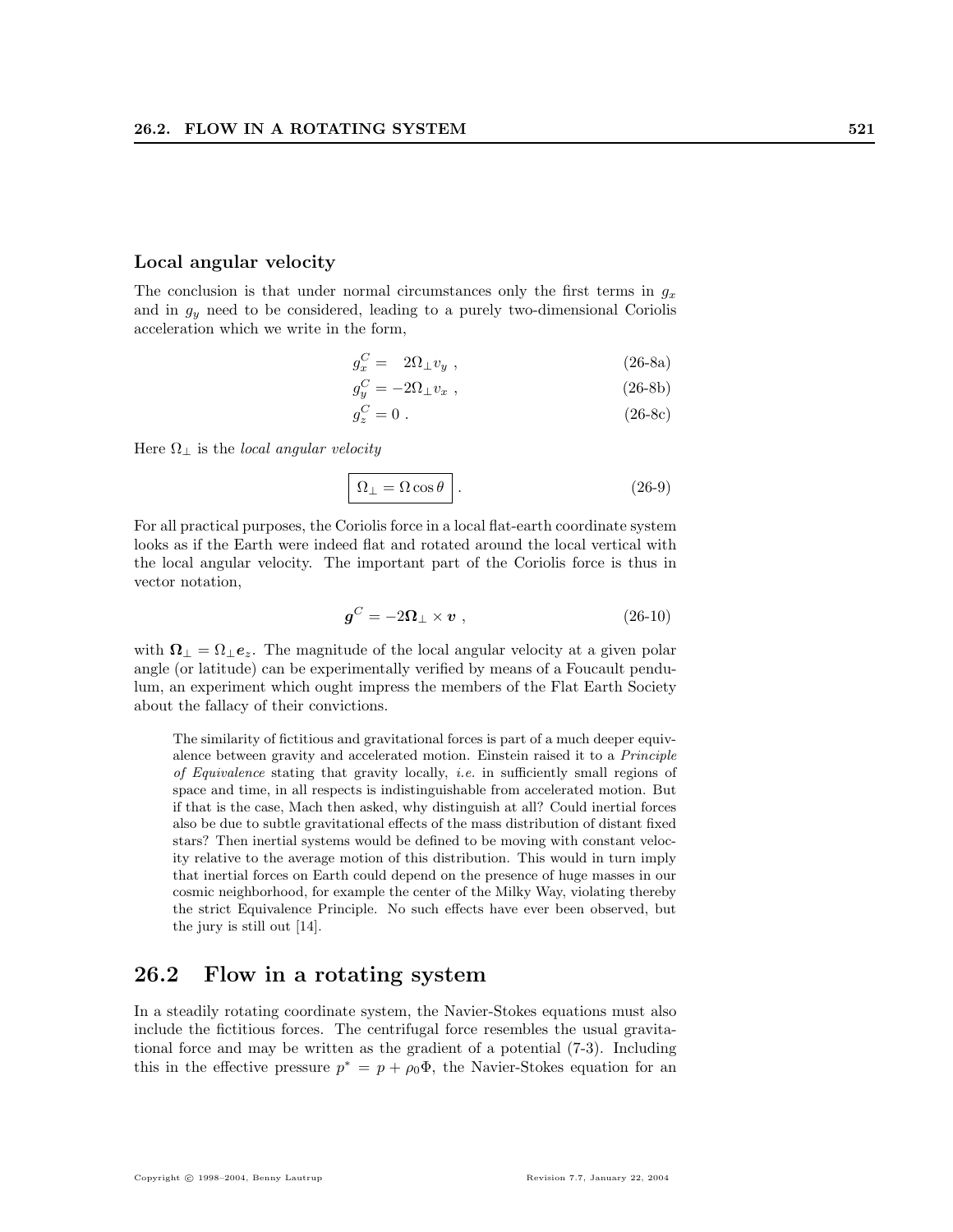### Local angular velocity

The conclusion is that under normal circumstances only the first terms in $g_x$ and in $g_y$ need to be considered, leading to a purely two-dimensional Coriolis acceleration which we write in the form,

$$g_x^C = \quad 2\Omega_\perp v_y \; , \tag{26-8a}$$

$$g_y^C = -2\Omega_\perp v_x \; , \tag{26-8b}$$

$$g_z^C = 0 \; . \tag{26-8c}$$

Here $\Omega_\perp$ is the *local angular velocity*

$$\boxed{\Omega_\perp = \Omega \cos\theta} \; . \tag{26-9}$$

For all practical purposes, the Coriolis force in a local flat-earth coordinate system looks as if the Earth were indeed flat and rotated around the local vertical with the local angular velocity. The important part of the Coriolis force is thus in vector notation,

$$\boldsymbol{g}^C = -2\boldsymbol{\Omega}_\perp \times \boldsymbol{v} \; , \tag{26-10}$$

with $\boldsymbol{\Omega}_\perp = \Omega_\perp \boldsymbol{e}_z$. The magnitude of the local angular velocity at a given polar angle (or latitude) can be experimentally verified by means of a Foucault pendulum, an experiment which ought impress the members of the Flat Earth Society about the fallacy of their convictions.

> The similarity of fictitious and gravitational forces is part of a much deeper equivalence between gravity and accelerated motion. Einstein raised it to a *Principle of Equivalence* stating that gravity locally, *i.e.* in sufficiently small regions of space and time, in all respects is indistinguishable from accelerated motion. But if that is the case, Mach then asked, why distinguish at all? Could inertial forces also be due to subtle gravitational effects of the mass distribution of distant fixed stars? Then inertial systems would be defined to be moving with constant velocity relative to the average motion of this distribution. This would in turn imply that inertial forces on Earth could depend on the presence of huge masses in our cosmic neighborhood, for example the center of the Milky Way, violating thereby the strict Equivalence Principle. No such effects have ever been observed, but the jury is still out [14].

## 26.2 Flow in a rotating system

In a steadily rotating coordinate system, the Navier-Stokes equations must also include the fictitious forces. The centrifugal force resembles the usual gravitational force and may be written as the gradient of a potential (7-3). Including this in the effective pressure $p^* = p + \rho_0\Phi$, the Navier-Stokes equation for an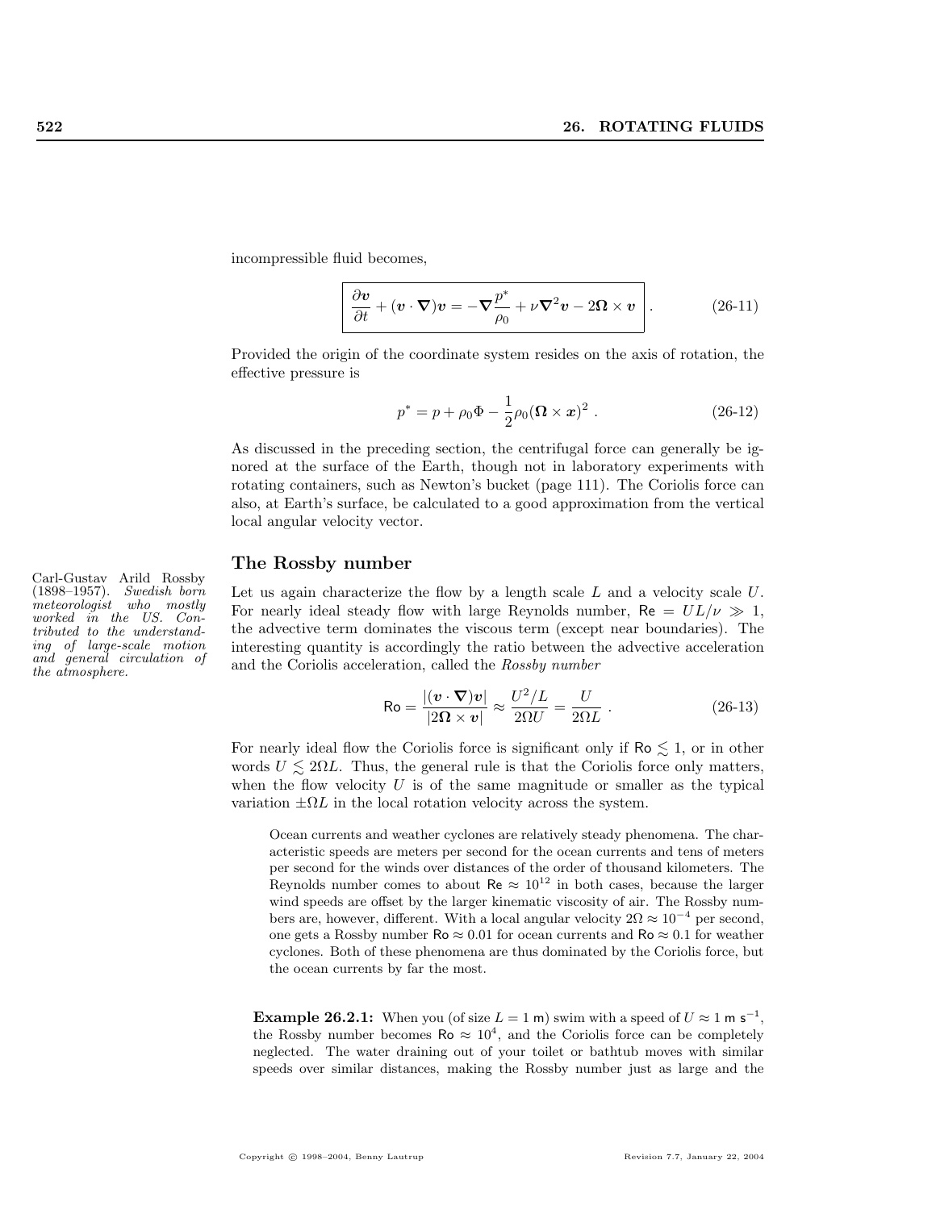incompressible fluid becomes,

$$\boxed{\frac{\partial \boldsymbol{v}}{\partial t} + (\boldsymbol{v} \cdot \boldsymbol{\nabla})\boldsymbol{v} = -\boldsymbol{\nabla}\frac{p^*}{\rho_0} + \nu \boldsymbol{\nabla}^2 \boldsymbol{v} - 2\boldsymbol{\Omega} \times \boldsymbol{v}} \; . \tag{26-11}$$

Provided the origin of the coordinate system resides on the axis of rotation, the effective pressure is

$$p^* = p + \rho_0 \Phi - \frac{1}{2}\rho_0 (\boldsymbol{\Omega} \times \boldsymbol{x})^2 \; . \tag{26-12}$$

As discussed in the preceding section, the centrifugal force can generally be ignored at the surface of the Earth, though not in laboratory experiments with rotating containers, such as Newton's bucket (page 111). The Coriolis force can also, at Earth's surface, be calculated to a good approximation from the vertical local angular velocity vector.

## The Rossby number

*Carl-Gustav Arild Rossby (1898–1957). Swedish born meteorologist who mostly worked in the US. Contributed to the understanding of large-scale motion and general circulation of the atmosphere.*

Let us again characterize the flow by a length scale $L$ and a velocity scale $U$. For nearly ideal steady flow with large Reynolds number, $\mathsf{Re} = UL/\nu \gg 1$, the advective term dominates the viscous term (except near boundaries). The interesting quantity is accordingly the ratio between the advective acceleration and the Coriolis acceleration, called the *Rossby number*

$$\mathsf{Ro} = \frac{|(\boldsymbol{v} \cdot \boldsymbol{\nabla})\boldsymbol{v}|}{|2\boldsymbol{\Omega} \times \boldsymbol{v}|} \approx \frac{U^2/L}{2\Omega U} = \frac{U}{2\Omega L} \; . \tag{26-13}$$

For nearly ideal flow the Coriolis force is significant only if $\mathsf{Ro} \lesssim 1$, or in other words $U \lesssim 2\Omega L$. Thus, the general rule is that the Coriolis force only matters, when the flow velocity $U$ is of the same magnitude or smaller as the typical variation $\pm\Omega L$ in the local rotation velocity across the system.

> Ocean currents and weather cyclones are relatively steady phenomena. The characteristic speeds are meters per second for the ocean currents and tens of meters per second for the winds over distances of the order of thousand kilometers. The Reynolds number comes to about $\mathsf{Re} \approx 10^{12}$ in both cases, because the larger wind speeds are offset by the larger kinematic viscosity of air. The Rossby numbers are, however, different. With a local angular velocity $2\Omega \approx 10^{-4}$ per second, one gets a Rossby number $\mathsf{Ro} \approx 0.01$ for ocean currents and $\mathsf{Ro} \approx 0.1$ for weather cyclones. Both of these phenomena are thus dominated by the Coriolis force, but the ocean currents by far the most.

**Example 26.2.1:** When you (of size $L = 1$ m) swim with a speed of $U \approx 1 \text{ m s}^{-1}$, the Rossby number becomes $\mathsf{Ro} \approx 10^4$, and the Coriolis force can be completely neglected. The water draining out of your toilet or bathtub moves with similar speeds over similar distances, making the Rossby number just as large and the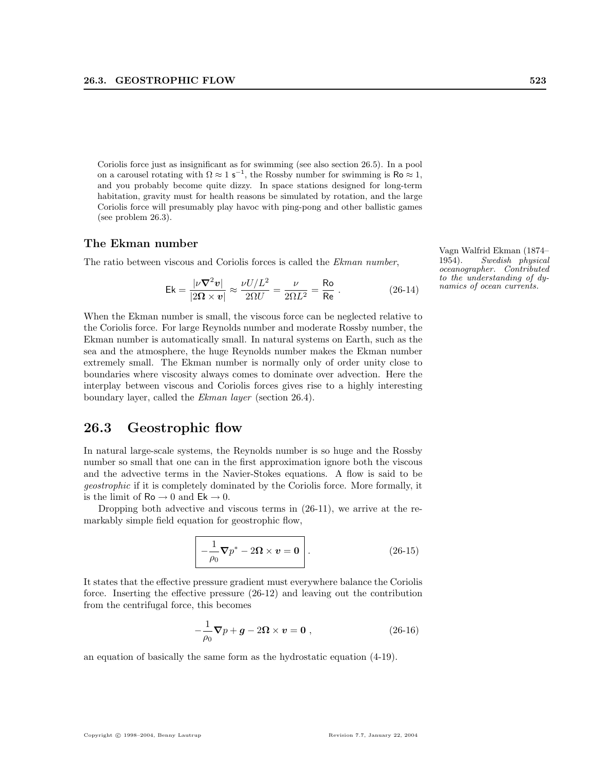Coriolis force just as insignificant as for swimming (see also section 26.5). In a pool on a carousel rotating with $\Omega \approx 1\ \mathsf{s}^{-1}$, the Rossby number for swimming is $\mathsf{Ro} \approx 1$, and you probably become quite dizzy. In space stations designed for long-term habitation, gravity must for health reasons be simulated by rotation, and the large Coriolis force will presumably play havoc with ping-pong and other ballistic games (see problem 26.3).

### The Ekman number

Vagn Walfrid Ekman (1874–1954). *Swedish physical oceanographer. Contributed to the understanding of dynamics of ocean currents.*

The ratio between viscous and Coriolis forces is called the *Ekman number*,

$$\mathsf{Ek} = \frac{|\nu \boldsymbol{\nabla}^2 \boldsymbol{v}|}{|2\boldsymbol{\Omega} \times \boldsymbol{v}|} \approx \frac{\nu U/L^2}{2\Omega U} = \frac{\nu}{2\Omega L^2} = \frac{\mathsf{Ro}}{\mathsf{Re}} \ . \tag{26-14}$$

When the Ekman number is small, the viscous force can be neglected relative to the Coriolis force. For large Reynolds number and moderate Rossby number, the Ekman number is automatically small. In natural systems on Earth, such as the sea and the atmosphere, the huge Reynolds number makes the Ekman number extremely small. The Ekman number is normally only of order unity close to boundaries where viscosity always comes to dominate over advection. Here the interplay between viscous and Coriolis forces gives rise to a highly interesting boundary layer, called the *Ekman layer* (section 26.4).

## 26.3 Geostrophic flow

In natural large-scale systems, the Reynolds number is so huge and the Rossby number so small that one can in the first approximation ignore both the viscous and the advective terms in the Navier-Stokes equations. A flow is said to be *geostrophic* if it is completely dominated by the Coriolis force. More formally, it is the limit of $\mathsf{Ro} \to 0$ and $\mathsf{Ek} \to 0$.

Dropping both advective and viscous terms in (26-11), we arrive at the remarkably simple field equation for geostrophic flow,

$$\boxed{-\frac{1}{\rho_0}\boldsymbol{\nabla} p^* - 2\boldsymbol{\Omega} \times \boldsymbol{v} = \boldsymbol{0}} \ . \tag{26-15}$$

It states that the effective pressure gradient must everywhere balance the Coriolis force. Inserting the effective pressure (26-12) and leaving out the contribution from the centrifugal force, this becomes

$$-\frac{1}{\rho_0}\boldsymbol{\nabla} p + \boldsymbol{g} - 2\boldsymbol{\Omega} \times \boldsymbol{v} = \boldsymbol{0} \ , \tag{26-16}$$

an equation of basically the same form as the hydrostatic equation (4-19).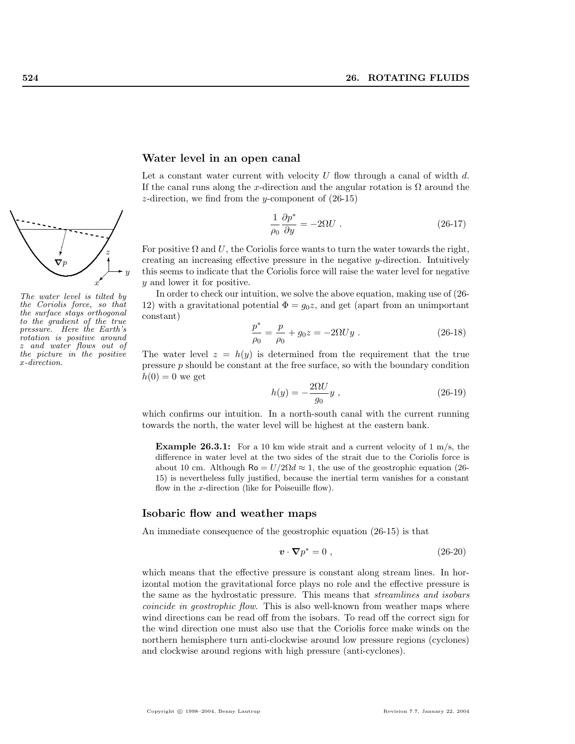## Water level in an open canal

Let a constant water current with velocity $U$ flow through a canal of width $d$. If the canal runs along the $x$-direction and the angular rotation is $\Omega$ around the $z$-direction, we find from the $y$-component of (26-15)

$$\frac{1}{\rho_0}\frac{\partial p^*}{\partial y} = -2\Omega U \ . \tag{26-17}$$

*The water level is tilted by the Coriolis force, so that the surface stays orthogonal to the gradient of the true pressure. Here the Earth's rotation is positive around z and water flows out of the picture in the positive x-direction.*

For positive $\Omega$ and $U$, the Coriolis force wants to turn the water towards the right, creating an increasing effective pressure in the negative $y$-direction. Intuitively this seems to indicate that the Coriolis force will raise the water level for negative $y$ and lower it for positive.

In order to check our intuition, we solve the above equation, making use of (26-12) with a gravitational potential $\Phi = g_0 z$, and get (apart from an unimportant constant)

$$\frac{p^*}{\rho_0} = \frac{p}{\rho_0} + g_0 z = -2\Omega U y \ . \tag{26-18}$$

The water level $z = h(y)$ is determined from the requirement that the true pressure $p$ should be constant at the free surface, so with the boundary condition $h(0) = 0$ we get

$$h(y) = -\frac{2\Omega U}{g_0} y \ , \tag{26-19}$$

which confirms our intuition. In a north-south canal with the current running towards the north, the water level will be highest at the eastern bank.

> **Example 26.3.1:** For a 10 km wide strait and a current velocity of 1 m/s, the difference in water level at the two sides of the strait due to the Coriolis force is about 10 cm. Although $\mathsf{Ro} = U/2\Omega d \approx 1$, the use of the geostrophic equation (26-15) is nevertheless fully justified, because the inertial term vanishes for a constant flow in the $x$-direction (like for Poiseuille flow).

## Isobaric flow and weather maps

An immediate consequence of the geostrophic equation (26-15) is that

$$\boldsymbol{v} \cdot \boldsymbol{\nabla} p^* = 0 \ , \tag{26-20}$$

which means that the effective pressure is constant along stream lines. In horizontal motion the gravitational force plays no role and the effective pressure is the same as the hydrostatic pressure. This means that *streamlines and isobars coincide in geostrophic flow*. This is also well-known from weather maps where wind directions can be read off from the isobars. To read off the correct sign for the wind direction one must also use that the Coriolis force make winds on the northern hemisphere turn anti-clockwise around low pressure regions (cyclones) and clockwise around regions with high pressure (anti-cyclones).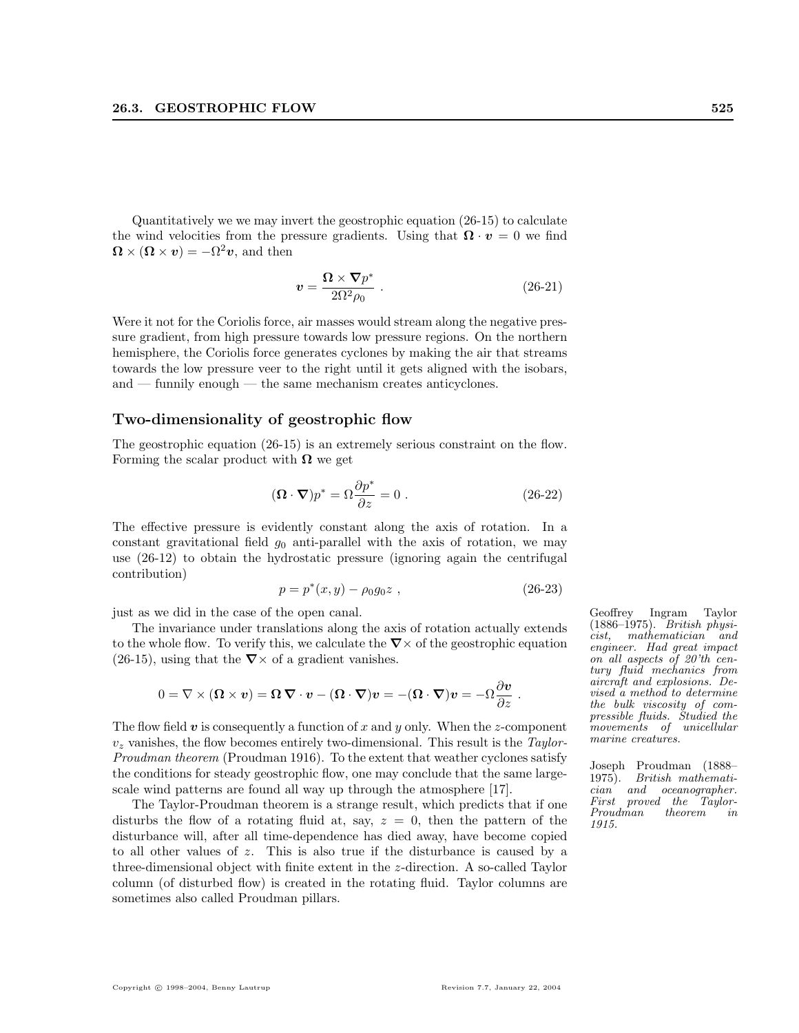Quantitatively we we may invert the geostrophic equation (26-15) to calculate the wind velocities from the pressure gradients. Using that $\boldsymbol{\Omega} \cdot \boldsymbol{v} = 0$ we find $\boldsymbol{\Omega} \times (\boldsymbol{\Omega} \times \boldsymbol{v}) = -\Omega^2 \boldsymbol{v}$, and then

$$\boldsymbol{v} = \frac{\boldsymbol{\Omega} \times \boldsymbol{\nabla} p^*}{2\Omega^2 \rho_0} \; . \tag{26-21}$$

Were it not for the Coriolis force, air masses would stream along the negative pressure gradient, from high pressure towards low pressure regions. On the northern hemisphere, the Coriolis force generates cyclones by making the air that streams towards the low pressure veer to the right until it gets aligned with the isobars, and — funnily enough — the same mechanism creates anticyclones.

## Two-dimensionality of geostrophic flow

The geostrophic equation (26-15) is an extremely serious constraint on the flow. Forming the scalar product with $\boldsymbol{\Omega}$ we get

$$(\boldsymbol{\Omega} \cdot \boldsymbol{\nabla}) p^* = \Omega \frac{\partial p^*}{\partial z} = 0 \; . \tag{26-22}$$

The effective pressure is evidently constant along the axis of rotation. In a constant gravitational field $g_0$ anti-parallel with the axis of rotation, we may use (26-12) to obtain the hydrostatic pressure (ignoring again the centrifugal contribution)

$$p = p^*(x, y) - \rho_0 g_0 z \; , \tag{26-23}$$

just as we did in the case of the open canal.

The invariance under translations along the axis of rotation actually extends to the whole flow. To verify this, we calculate the $\boldsymbol{\nabla}\times$ of the geostrophic equation (26-15), using that the $\boldsymbol{\nabla}\times$ of a gradient vanishes.

$$0 = \nabla \times (\boldsymbol{\Omega} \times \boldsymbol{v}) = \boldsymbol{\Omega} \, \boldsymbol{\nabla} \cdot \boldsymbol{v} - (\boldsymbol{\Omega} \cdot \boldsymbol{\nabla}) \boldsymbol{v} = -(\boldsymbol{\Omega} \cdot \boldsymbol{\nabla}) \boldsymbol{v} = -\Omega \frac{\partial \boldsymbol{v}}{\partial z} \; .$$

The flow field $\boldsymbol{v}$ is consequently a function of $x$ and $y$ only. When the $z$-component $v_z$ vanishes, the flow becomes entirely two-dimensional. This result is the *Taylor-Proudman theorem* (Proudman 1916). To the extent that weather cyclones satisfy the conditions for steady geostrophic flow, one may conclude that the same large-scale wind patterns are found all way up through the atmosphere [17].

The Taylor-Proudman theorem is a strange result, which predicts that if one disturbs the flow of a rotating fluid at, say, $z = 0$, then the pattern of the disturbance will, after all time-dependence has died away, have become copied to all other values of $z$. This is also true if the disturbance is caused by a three-dimensional object with finite extent in the $z$-direction. A so-called Taylor column (of disturbed flow) is created in the rotating fluid. Taylor columns are sometimes also called Proudman pillars.

Geoffrey Ingram Taylor (1886–1975). *British physicist, mathematician and engineer. Had great impact on all aspects of 20'th century fluid mechanics from aircraft and explosions. Devised a method to determine the bulk viscosity of compressible fluids. Studied the movements of unicellular marine creatures.*

Joseph Proudman (1888–1975). *British mathematician and oceanographer. First proved the Taylor-Proudman theorem in 1915.*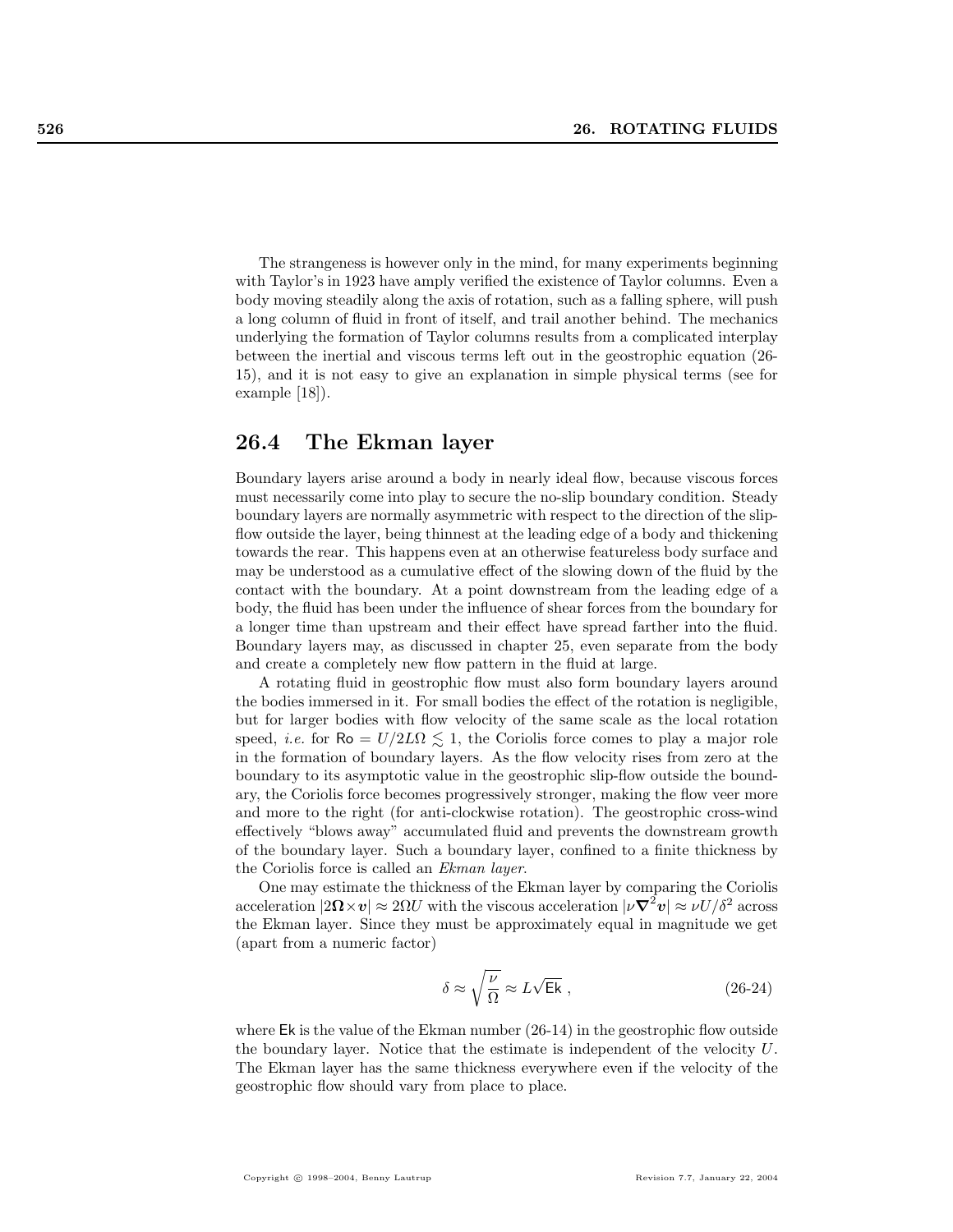The strangeness is however only in the mind, for many experiments beginning with Taylor's in 1923 have amply verified the existence of Taylor columns. Even a body moving steadily along the axis of rotation, such as a falling sphere, will push a long column of fluid in front of itself, and trail another behind. The mechanics underlying the formation of Taylor columns results from a complicated interplay between the inertial and viscous terms left out in the geostrophic equation (26-15), and it is not easy to give an explanation in simple physical terms (see for example [18]).

## 26.4 The Ekman layer

Boundary layers arise around a body in nearly ideal flow, because viscous forces must necessarily come into play to secure the no-slip boundary condition. Steady boundary layers are normally asymmetric with respect to the direction of the slip-flow outside the layer, being thinnest at the leading edge of a body and thickening towards the rear. This happens even at an otherwise featureless body surface and may be understood as a cumulative effect of the slowing down of the fluid by the contact with the boundary. At a point downstream from the leading edge of a body, the fluid has been under the influence of shear forces from the boundary for a longer time than upstream and their effect have spread farther into the fluid. Boundary layers may, as discussed in chapter 25, even separate from the body and create a completely new flow pattern in the fluid at large.

A rotating fluid in geostrophic flow must also form boundary layers around the bodies immersed in it. For small bodies the effect of the rotation is negligible, but for larger bodies with flow velocity of the same scale as the local rotation speed, *i.e.* for $\mathsf{Ro} = U/2L\Omega \lesssim 1$, the Coriolis force comes to play a major role in the formation of boundary layers. As the flow velocity rises from zero at the boundary to its asymptotic value in the geostrophic slip-flow outside the boundary, the Coriolis force becomes progressively stronger, making the flow veer more and more to the right (for anti-clockwise rotation). The geostrophic cross-wind effectively "blows away" accumulated fluid and prevents the downstream growth of the boundary layer. Such a boundary layer, confined to a finite thickness by the Coriolis force is called an *Ekman layer*.

One may estimate the thickness of the Ekman layer by comparing the Coriolis acceleration $|2\boldsymbol{\Omega}\times\boldsymbol{v}| \approx 2\Omega U$ with the viscous acceleration $|\nu\boldsymbol{\nabla}^2\boldsymbol{v}| \approx \nu U/\delta^2$ across the Ekman layer. Since they must be approximately equal in magnitude we get (apart from a numeric factor)

$$\delta \approx \sqrt{\frac{\nu}{\Omega}} \approx L\sqrt{\mathsf{Ek}}\ , \tag{26-24}$$

where $\mathsf{Ek}$ is the value of the Ekman number (26-14) in the geostrophic flow outside the boundary layer. Notice that the estimate is independent of the velocity $U$. The Ekman layer has the same thickness everywhere even if the velocity of the geostrophic flow should vary from place to place.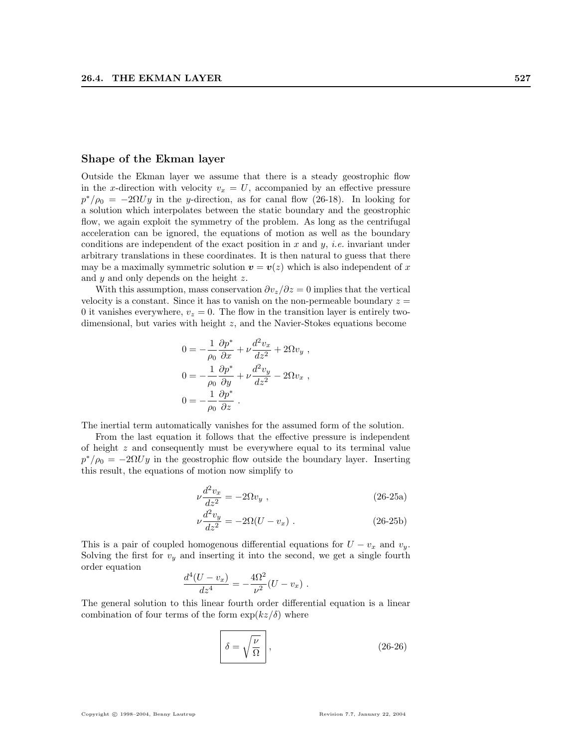### Shape of the Ekman layer

Outside the Ekman layer we assume that there is a steady geostrophic flow in the $x$-direction with velocity $v_x = U$, accompanied by an effective pressure $p^*/\rho_0 = -2\Omega U y$ in the $y$-direction, as for canal flow (26-18). In looking for a solution which interpolates between the static boundary and the geostrophic flow, we again exploit the symmetry of the problem. As long as the centrifugal acceleration can be ignored, the equations of motion as well as the boundary conditions are independent of the exact position in $x$ and $y$, *i.e.* invariant under arbitrary translations in these coordinates. It is then natural to guess that there may be a maximally symmetric solution $\boldsymbol{v} = \boldsymbol{v}(z)$ which is also independent of $x$ and $y$ and only depends on the height $z$.

With this assumption, mass conservation $\partial v_z/\partial z = 0$ implies that the vertical velocity is a constant. Since it has to vanish on the non-permeable boundary $z = 0$ it vanishes everywhere, $v_z = 0$. The flow in the transition layer is entirely two-dimensional, but varies with height $z$, and the Navier-Stokes equations become

$$
\begin{aligned}
0 &= -\frac{1}{\rho_0}\frac{\partial p^*}{\partial x} + \nu \frac{d^2 v_x}{dz^2} + 2\Omega v_y \ , \\
0 &= -\frac{1}{\rho_0}\frac{\partial p^*}{\partial y} + \nu \frac{d^2 v_y}{dz^2} - 2\Omega v_x \ , \\
0 &= -\frac{1}{\rho_0}\frac{\partial p^*}{\partial z} \ .
\end{aligned}
$$

The inertial term automatically vanishes for the assumed form of the solution.

From the last equation it follows that the effective pressure is independent of height $z$ and consequently must be everywhere equal to its terminal value $p^*/\rho_0 = -2\Omega U y$ in the geostrophic flow outside the boundary layer. Inserting this result, the equations of motion now simplify to

$$
\nu \frac{d^2 v_x}{dz^2} = -2\Omega v_y \ , \tag{26-25a}
$$

$$
\nu \frac{d^2 v_y}{dz^2} = -2\Omega (U - v_x) \ . \tag{26-25b}
$$

This is a pair of coupled homogenous differential equations for $U - v_x$ and $v_y$. Solving the first for $v_y$ and inserting it into the second, we get a single fourth order equation

$$
\frac{d^4(U - v_x)}{dz^4} = -\frac{4\Omega^2}{\nu^2}(U - v_x) \ .
$$

The general solution to this linear fourth order differential equation is a linear combination of four terms of the form $\exp(kz/\delta)$ where

$$
\boxed{\delta = \sqrt{\frac{\nu}{\Omega}}} \ , \tag{26-26}
$$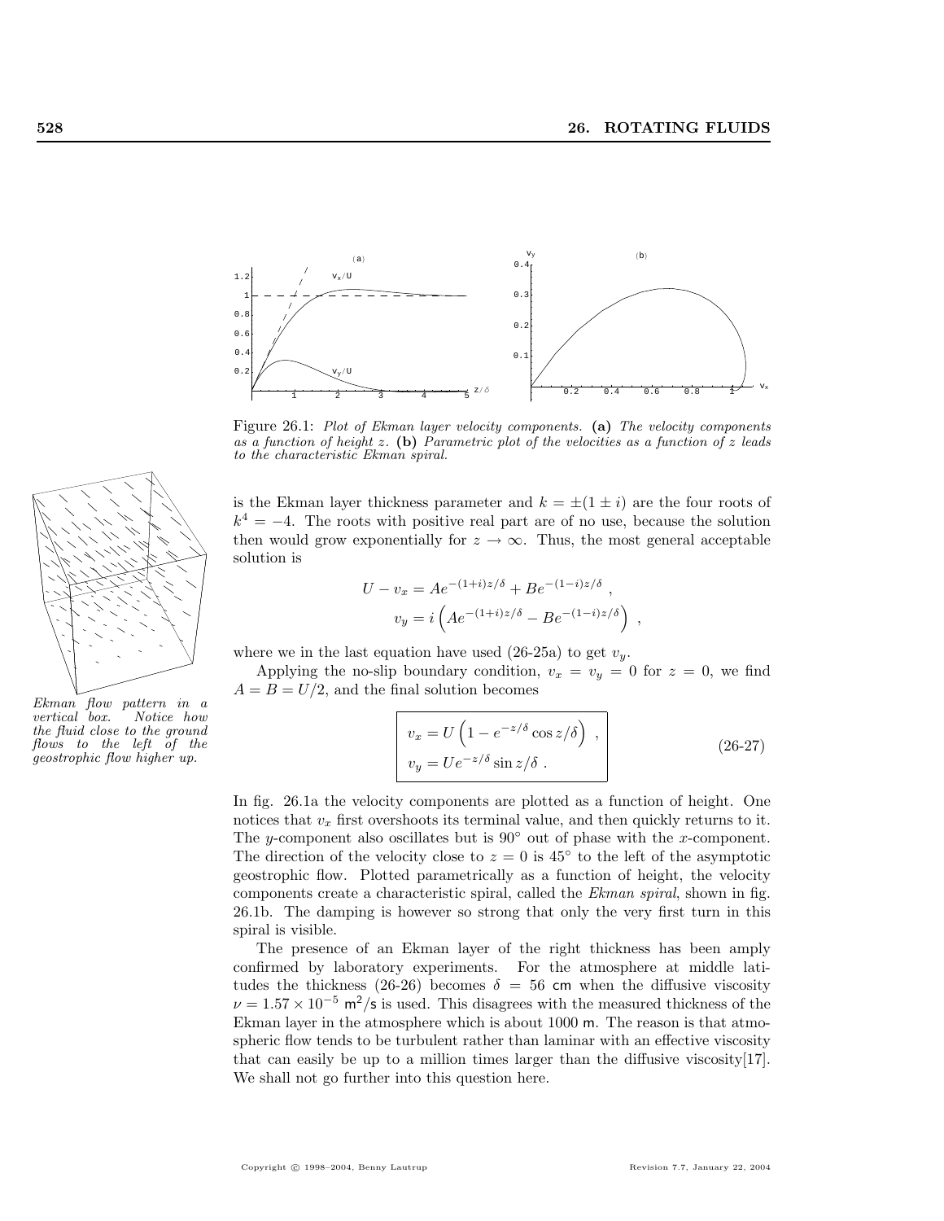Figure 26.1: *Plot of Ekman layer velocity components.* **(a)** *The velocity components as a function of height z.* **(b)** *Parametric plot of the velocities as a function of z leads to the characteristic Ekman spiral.*

is the Ekman layer thickness parameter and $k = \pm(1 \pm i)$ are the four roots of $k^4 = -4$. The roots with positive real part are of no use, because the solution then would grow exponentially for $z \to \infty$. Thus, the most general acceptable solution is

$$U - v_x = Ae^{-(1+i)z/\delta} + Be^{-(1-i)z/\delta} ,$$
$$v_y = i\left(Ae^{-(1+i)z/\delta} - Be^{-(1-i)z/\delta}\right) ,$$

where we in the last equation have used (26-25a) to get $v_y$.

*Ekman flow pattern in a vertical box. Notice how the fluid close to the ground flows to the left of the geostrophic flow higher up.*

Applying the no-slip boundary condition, $v_x = v_y = 0$ for $z = 0$, we find $A = B = U/2$, and the final solution becomes

$$v_x = U\left(1 - e^{-z/\delta}\cos z/\delta\right) ,$$
$$v_y = Ue^{-z/\delta}\sin z/\delta . \tag{26-27}$$

In fig. 26.1a the velocity components are plotted as a function of height. One notices that $v_x$ first overshoots its terminal value, and then quickly returns to it. The $y$-component also oscillates but is 90° out of phase with the $x$-component. The direction of the velocity close to $z = 0$ is 45° to the left of the asymptotic geostrophic flow. Plotted parametrically as a function of height, the velocity components create a characteristic spiral, called the *Ekman spiral*, shown in fig. 26.1b. The damping is however so strong that only the very first turn in this spiral is visible.

The presence of an Ekman layer of the right thickness has been amply confirmed by laboratory experiments. For the atmosphere at middle latitudes the thickness (26-26) becomes $\delta = 56$ cm when the diffusive viscosity $\nu = 1.57 \times 10^{-5}$ m$^2$/s is used. This disagrees with the measured thickness of the Ekman layer in the atmosphere which is about 1000 m. The reason is that atmospheric flow tends to be turbulent rather than laminar with an effective viscosity that can easily be up to a million times larger than the diffusive viscosity[17]. We shall not go further into this question here.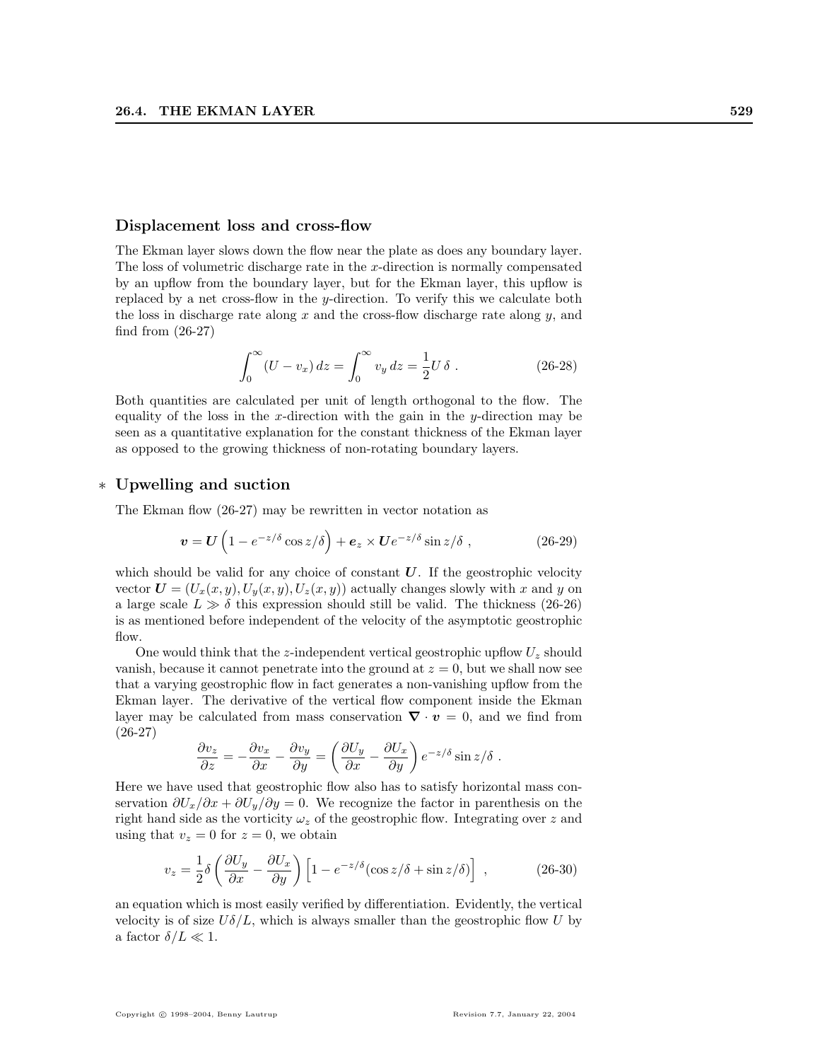### Displacement loss and cross-flow

The Ekman layer slows down the flow near the plate as does any boundary layer. The loss of volumetric discharge rate in the $x$-direction is normally compensated by an upflow from the boundary layer, but for the Ekman layer, this upflow is replaced by a net cross-flow in the $y$-direction. To verify this we calculate both the loss in discharge rate along $x$ and the cross-flow discharge rate along $y$, and find from (26-27)

$$\int_0^\infty (U - v_x)\, dz = \int_0^\infty v_y\, dz = \frac{1}{2} U\, \delta \ . \tag{26-28}$$

Both quantities are calculated per unit of length orthogonal to the flow. The equality of the loss in the $x$-direction with the gain in the $y$-direction may be seen as a quantitative explanation for the constant thickness of the Ekman layer as opposed to the growing thickness of non-rotating boundary layers.

### * Upwelling and suction

The Ekman flow (26-27) may be rewritten in vector notation as

$$\boldsymbol{v} = \boldsymbol{U}\left(1 - e^{-z/\delta}\cos z/\delta\right) + \boldsymbol{e}_z \times \boldsymbol{U} e^{-z/\delta} \sin z/\delta \ , \tag{26-29}$$

which should be valid for any choice of constant $\boldsymbol{U}$. If the geostrophic velocity vector $\boldsymbol{U} = (U_x(x,y), U_y(x,y), U_z(x,y))$ actually changes slowly with $x$ and $y$ on a large scale $L \gg \delta$ this expression should still be valid. The thickness (26-26) is as mentioned before independent of the velocity of the asymptotic geostrophic flow.

One would think that the $z$-independent vertical geostrophic upflow $U_z$ should vanish, because it cannot penetrate into the ground at $z = 0$, but we shall now see that a varying geostrophic flow in fact generates a non-vanishing upflow from the Ekman layer. The derivative of the vertical flow component inside the Ekman layer may be calculated from mass conservation $\boldsymbol{\nabla} \cdot \boldsymbol{v} = 0$, and we find from (26-27)

$$\frac{\partial v_z}{\partial z} = -\frac{\partial v_x}{\partial x} - \frac{\partial v_y}{\partial y} = \left(\frac{\partial U_y}{\partial x} - \frac{\partial U_x}{\partial y}\right) e^{-z/\delta} \sin z/\delta \ .$$

Here we have used that geostrophic flow also has to satisfy horizontal mass conservation $\partial U_x/\partial x + \partial U_y/\partial y = 0$. We recognize the factor in parenthesis on the right hand side as the vorticity $\omega_z$ of the geostrophic flow. Integrating over $z$ and using that $v_z = 0$ for $z = 0$, we obtain

$$v_z = \frac{1}{2}\delta\left(\frac{\partial U_y}{\partial x} - \frac{\partial U_x}{\partial y}\right)\left[1 - e^{-z/\delta}(\cos z/\delta + \sin z/\delta)\right] \ , \tag{26-30}$$

an equation which is most easily verified by differentiation. Evidently, the vertical velocity is of size $U\delta/L$, which is always smaller than the geostrophic flow $U$ by a factor $\delta/L \ll 1$.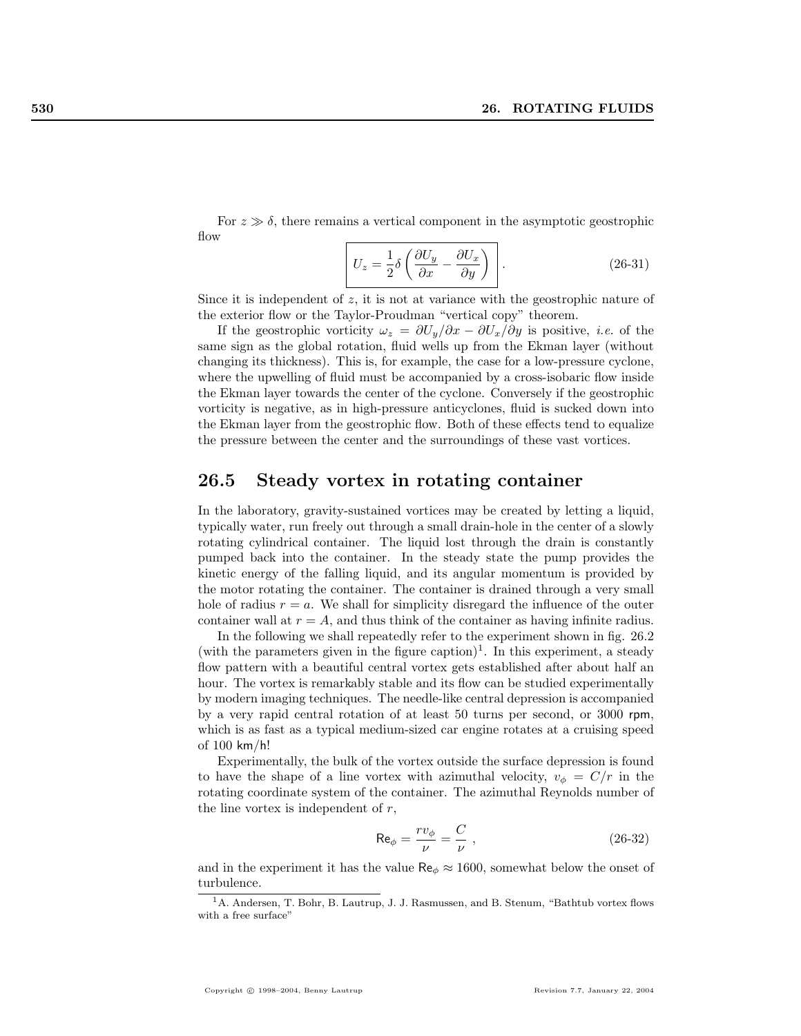For $z \gg \delta$, there remains a vertical component in the asymptotic geostrophic flow

$$\boxed{U_z = \frac{1}{2}\delta\left(\frac{\partial U_y}{\partial x} - \frac{\partial U_x}{\partial y}\right)} \,. \tag{26-31}$$

Since it is independent of $z$, it is not at variance with the geostrophic nature of the exterior flow or the Taylor-Proudman "vertical copy" theorem.

If the geostrophic vorticity $\omega_z = \partial U_y/\partial x - \partial U_x/\partial y$ is positive, *i.e.* of the same sign as the global rotation, fluid wells up from the Ekman layer (without changing its thickness). This is, for example, the case for a low-pressure cyclone, where the upwelling of fluid must be accompanied by a cross-isobaric flow inside the Ekman layer towards the center of the cyclone. Conversely if the geostrophic vorticity is negative, as in high-pressure anticyclones, fluid is sucked down into the Ekman layer from the geostrophic flow. Both of these effects tend to equalize the pressure between the center and the surroundings of these vast vortices.

## 26.5 Steady vortex in rotating container

In the laboratory, gravity-sustained vortices may be created by letting a liquid, typically water, run freely out through a small drain-hole in the center of a slowly rotating cylindrical container. The liquid lost through the drain is constantly pumped back into the container. In the steady state the pump provides the kinetic energy of the falling liquid, and its angular momentum is provided by the motor rotating the container. The container is drained through a very small hole of radius $r = a$. We shall for simplicity disregard the influence of the outer container wall at $r = A$, and thus think of the container as having infinite radius.

In the following we shall repeatedly refer to the experiment shown in fig. 26.2 (with the parameters given in the figure caption)[1]. In this experiment, a steady flow pattern with a beautiful central vortex gets established after about half an hour. The vortex is remarkably stable and its flow can be studied experimentally by modern imaging techniques. The needle-like central depression is accompanied by a very rapid central rotation of at least 50 turns per second, or 3000 rpm, which is as fast as a typical medium-sized car engine rotates at a cruising speed of 100 km/h!

Experimentally, the bulk of the vortex outside the surface depression is found to have the shape of a line vortex with azimuthal velocity, $v_\phi = C/r$ in the rotating coordinate system of the container. The azimuthal Reynolds number of the line vortex is independent of $r$,

$$\mathsf{Re}_\phi = \frac{r v_\phi}{\nu} = \frac{C}{\nu} \,, \tag{26-32}$$

and in the experiment it has the value $\mathsf{Re}_\phi \approx 1600$, somewhat below the onset of turbulence.

[1] A. Andersen, T. Bohr, B. Lautrup, J. J. Rasmussen, and B. Stenum, "Bathtub vortex flows with a free surface"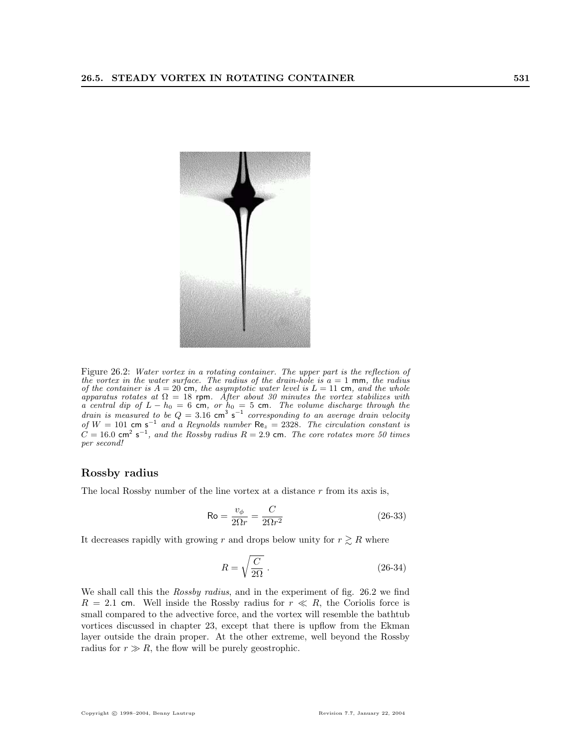Figure 26.2: *Water vortex in a rotating container. The upper part is the reflection of the vortex in the water surface. The radius of the drain-hole is $a = 1$ mm, the radius of the container is $A = 20$ cm, the asymptotic water level is $L = 11$ cm, and the whole apparatus rotates at $\Omega = 18$ rpm. After about 30 minutes the vortex stabilizes with a central dip of $L - h_0 = 6$ cm, or $h_0 = 5$ cm. The volume discharge through the drain is measured to be $Q = 3.16$ cm$^3$ s$^{-1}$ corresponding to an average drain velocity of $W = 101$ cm s$^{-1}$ and a Reynolds number $\mathrm{Re}_z = 2328$. The circulation constant is $C = 16.0$ cm$^2$ s$^{-1}$, and the Rossby radius $R = 2.9$ cm. The core rotates more 50 times per second!*

### Rossby radius

The local Rossby number of the line vortex at a distance $r$ from its axis is,

$$\mathrm{Ro} = \frac{v_\phi}{2\Omega r} = \frac{C}{2\Omega r^2} \tag{26-33}$$

It decreases rapidly with growing $r$ and drops below unity for $r \gtrsim R$ where

$$R = \sqrt{\frac{C}{2\Omega}} \; . \tag{26-34}$$

We shall call this the *Rossby radius*, and in the experiment of fig. 26.2 we find $R = 2.1$ cm. Well inside the Rossby radius for $r \ll R$, the Coriolis force is small compared to the advective force, and the vortex will resemble the bathtub vortices discussed in chapter 23, except that there is upflow from the Ekman layer outside the drain proper. At the other extreme, well beyond the Rossby radius for $r \gg R$, the flow will be purely geostrophic.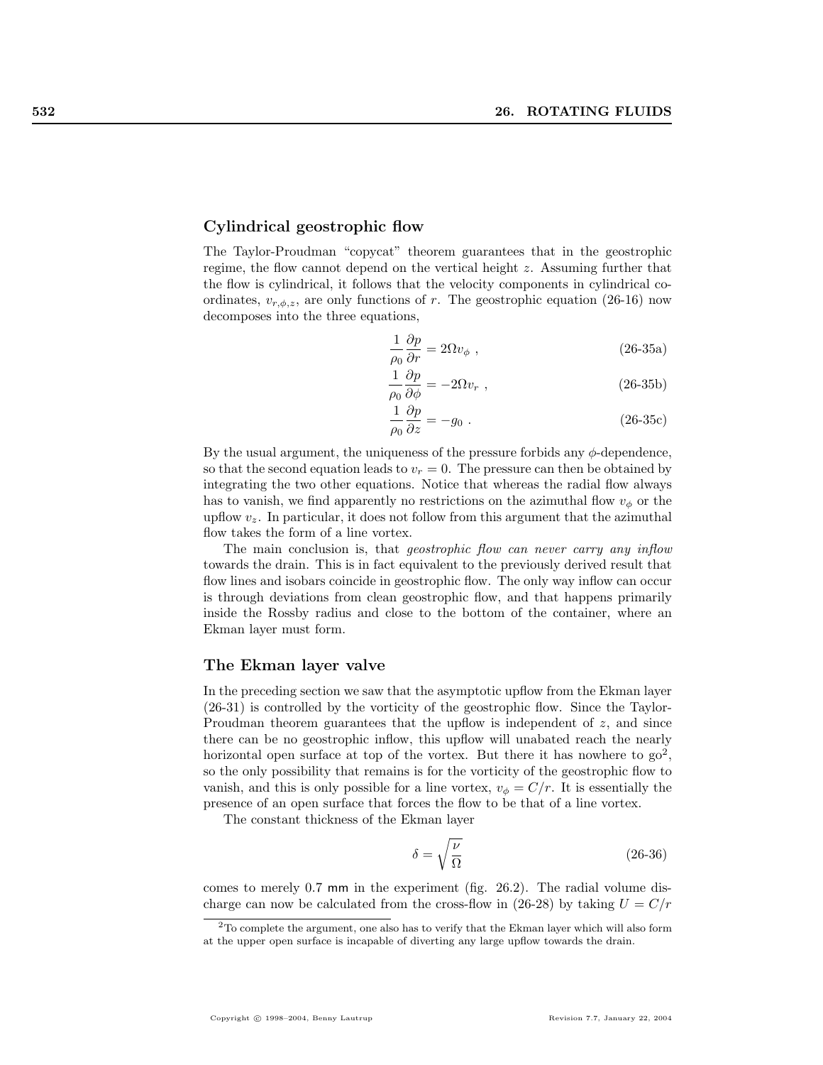## Cylindrical geostrophic flow

The Taylor-Proudman "copycat" theorem guarantees that in the geostrophic regime, the flow cannot depend on the vertical height $z$. Assuming further that the flow is cylindrical, it follows that the velocity components in cylindrical coordinates, $v_{r,\phi,z}$, are only functions of $r$. The geostrophic equation (26-16) now decomposes into the three equations,

$$\frac{1}{\rho_0}\frac{\partial p}{\partial r} = 2\Omega v_\phi \ , \tag{26-35a}$$

$$\frac{1}{\rho_0}\frac{\partial p}{\partial \phi} = -2\Omega v_r \ , \tag{26-35b}$$

$$\frac{1}{\rho_0}\frac{\partial p}{\partial z} = -g_0 \ . \tag{26-35c}$$

By the usual argument, the uniqueness of the pressure forbids any $\phi$-dependence, so that the second equation leads to $v_r = 0$. The pressure can then be obtained by integrating the two other equations. Notice that whereas the radial flow always has to vanish, we find apparently no restrictions on the azimuthal flow $v_\phi$ or the upflow $v_z$. In particular, it does not follow from this argument that the azimuthal flow takes the form of a line vortex.

The main conclusion is, that *geostrophic flow can never carry any inflow* towards the drain. This is in fact equivalent to the previously derived result that flow lines and isobars coincide in geostrophic flow. The only way inflow can occur is through deviations from clean geostrophic flow, and that happens primarily inside the Rossby radius and close to the bottom of the container, where an Ekman layer must form.

## The Ekman layer valve

In the preceding section we saw that the asymptotic upflow from the Ekman layer (26-31) is controlled by the vorticity of the geostrophic flow. Since the Taylor-Proudman theorem guarantees that the upflow is independent of $z$, and since there can be no geostrophic inflow, this upflow will unabated reach the nearly horizontal open surface at top of the vortex. But there it has nowhere to go[2], so the only possibility that remains is for the vorticity of the geostrophic flow to vanish, and this is only possible for a line vortex, $v_\phi = C/r$. It is essentially the presence of an open surface that forces the flow to be that of a line vortex.

The constant thickness of the Ekman layer

$$\delta = \sqrt{\frac{\nu}{\Omega}} \tag{26-36}$$

comes to merely 0.7 mm in the experiment (fig. 26.2). The radial volume discharge can now be calculated from the cross-flow in (26-28) by taking $U = C/r$

[2] To complete the argument, one also has to verify that the Ekman layer which will also form at the upper open surface is incapable of diverting any large upflow towards the drain.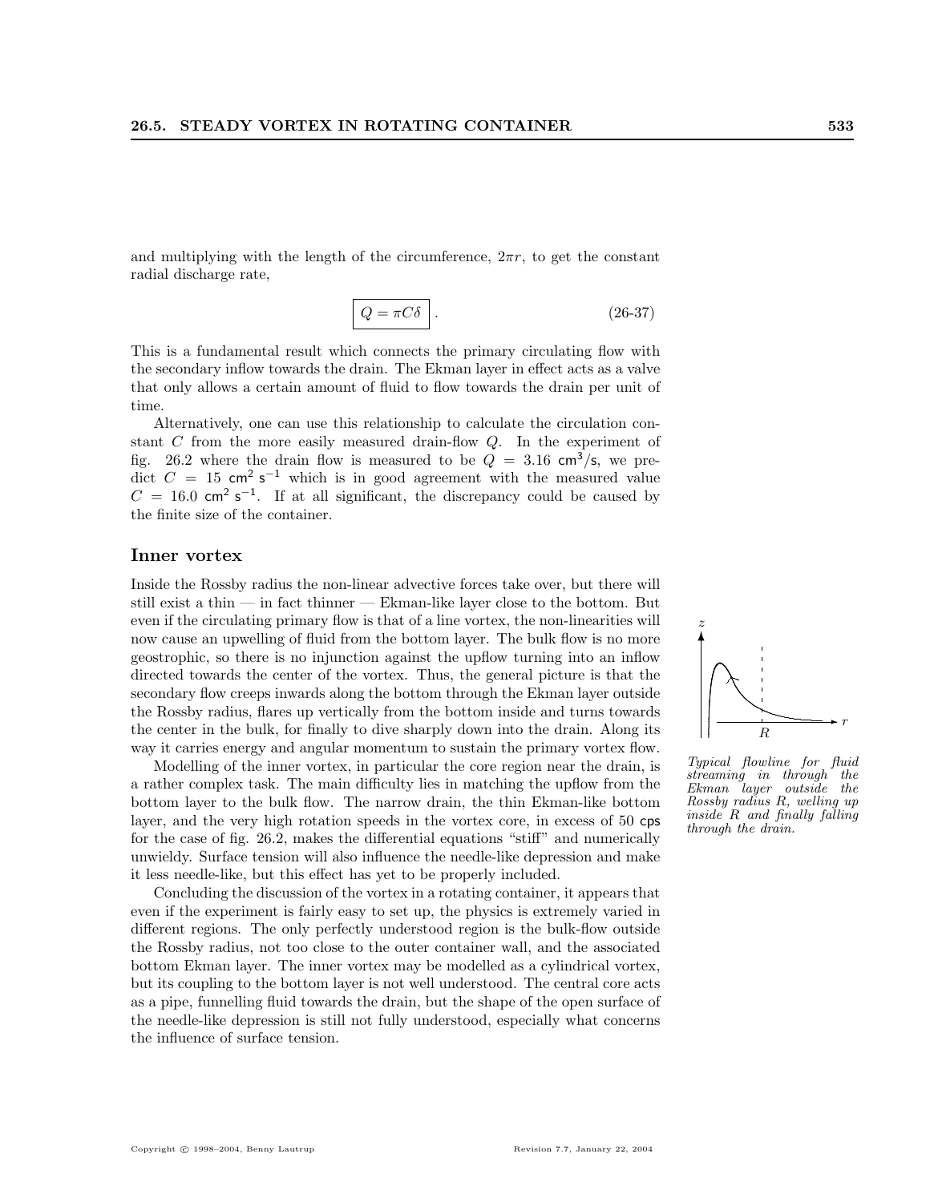and multiplying with the length of the circumference, $2\pi r$, to get the constant radial discharge rate,

$$\boxed{Q = \pi C \delta} \,. \tag{26-37}$$

This is a fundamental result which connects the primary circulating flow with the secondary inflow towards the drain. The Ekman layer in effect acts as a valve that only allows a certain amount of fluid to flow towards the drain per unit of time.

Alternatively, one can use this relationship to calculate the circulation constant $C$ from the more easily measured drain-flow $Q$. In the experiment of fig. 26.2 where the drain flow is measured to be $Q = 3.16\ \mathrm{cm^3/s}$, we predict $C = 15\ \mathrm{cm^2\ s^{-1}}$ which is in good agreement with the measured value $C = 16.0\ \mathrm{cm^2\ s^{-1}}$. If at all significant, the discrepancy could be caused by the finite size of the container.

## Inner vortex

Inside the Rossby radius the non-linear advective forces take over, but there will still exist a thin — in fact thinner — Ekman-like layer close to the bottom. But even if the circulating primary flow is that of a line vortex, the non-linearities will now cause an upwelling of fluid from the bottom layer. The bulk flow is no more geostrophic, so there is no injunction against the upflow turning into an inflow directed towards the center of the vortex. Thus, the general picture is that the secondary flow creeps inwards along the bottom through the Ekman layer outside the Rossby radius, flares up vertically from the bottom inside and turns towards the center in the bulk, for finally to dive sharply down into the drain. Along its way it carries energy and angular momentum to sustain the primary vortex flow.

*Typical flowline for fluid streaming in through the Ekman layer outside the Rossby radius $R$, welling up inside $R$ and finally falling through the drain.*

Modelling of the inner vortex, in particular the core region near the drain, is a rather complex task. The main difficulty lies in matching the upflow from the bottom layer to the bulk flow. The narrow drain, the thin Ekman-like bottom layer, and the very high rotation speeds in the vortex core, in excess of 50 cps for the case of fig. 26.2, makes the differential equations "stiff" and numerically unwieldy. Surface tension will also influence the needle-like depression and make it less needle-like, but this effect has yet to be properly included.

Concluding the discussion of the vortex in a rotating container, it appears that even if the experiment is fairly easy to set up, the physics is extremely varied in different regions. The only perfectly understood region is the bulk-flow outside the Rossby radius, not too close to the outer container wall, and the associated bottom Ekman layer. The inner vortex may be modelled as a cylindrical vortex, but its coupling to the bottom layer is not well understood. The central core acts as a pipe, funnelling fluid towards the drain, but the shape of the open surface of the needle-like depression is still not fully understood, especially what concerns the influence of surface tension.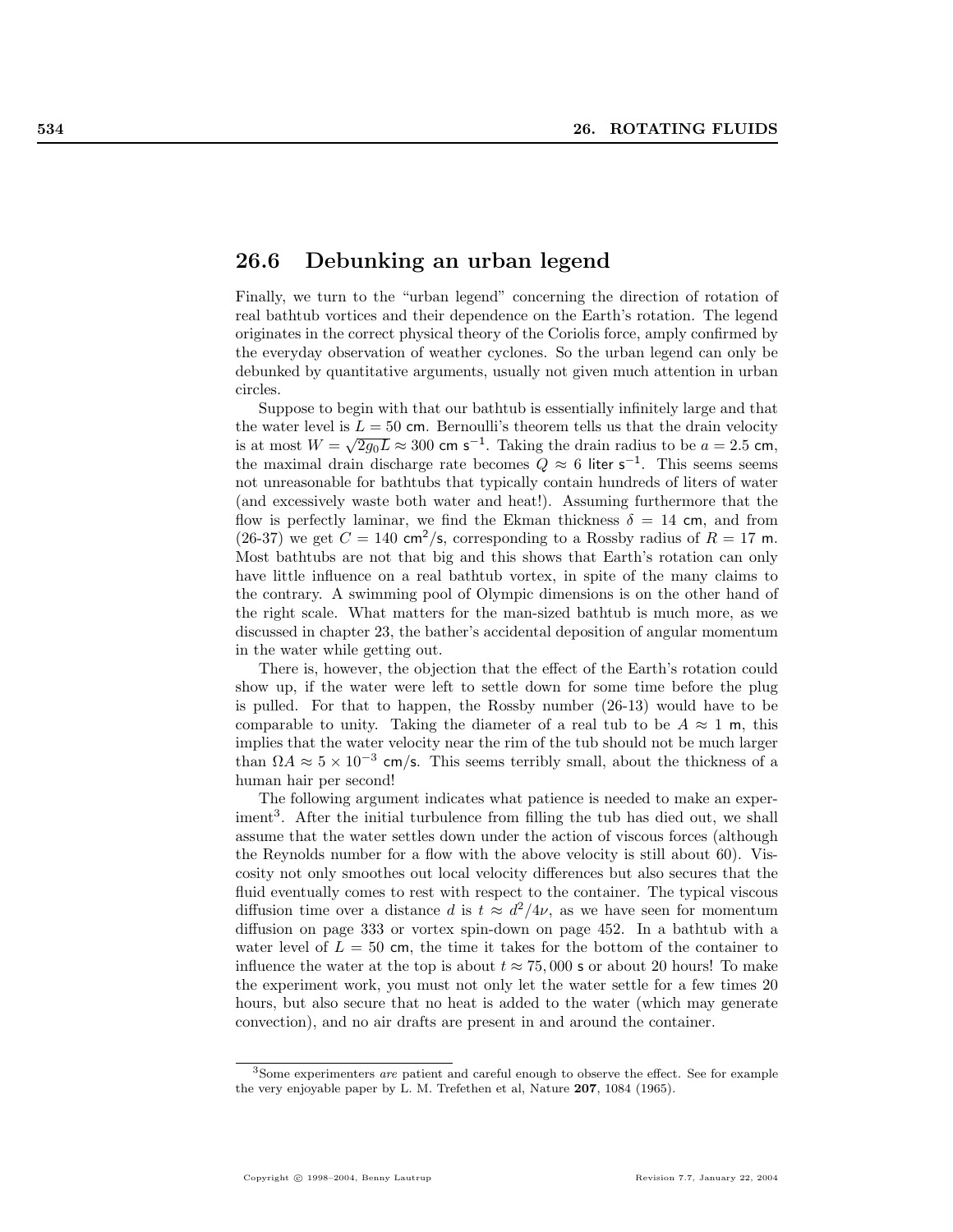## 26.6 Debunking an urban legend

Finally, we turn to the "urban legend" concerning the direction of rotation of real bathtub vortices and their dependence on the Earth's rotation. The legend originates in the correct physical theory of the Coriolis force, amply confirmed by the everyday observation of weather cyclones. So the urban legend can only be debunked by quantitative arguments, usually not given much attention in urban circles.

Suppose to begin with that our bathtub is essentially infinitely large and that the water level is $L = 50$ cm. Bernoulli's theorem tells us that the drain velocity is at most $W = \sqrt{2g_0 L} \approx 300$ cm s$^{-1}$. Taking the drain radius to be $a = 2.5$ cm, the maximal drain discharge rate becomes $Q \approx 6$ liter s$^{-1}$. This seems seems not unreasonable for bathtubs that typically contain hundreds of liters of water (and excessively waste both water and heat!). Assuming furthermore that the flow is perfectly laminar, we find the Ekman thickness $\delta = 14$ cm, and from (26-37) we get $C = 140$ cm$^2$/s, corresponding to a Rossby radius of $R = 17$ m. Most bathtubs are not that big and this shows that Earth's rotation can only have little influence on a real bathtub vortex, in spite of the many claims to the contrary. A swimming pool of Olympic dimensions is on the other hand of the right scale. What matters for the man-sized bathtub is much more, as we discussed in chapter 23, the bather's accidental deposition of angular momentum in the water while getting out.

There is, however, the objection that the effect of the Earth's rotation could show up, if the water were left to settle down for some time before the plug is pulled. For that to happen, the Rossby number (26-13) would have to be comparable to unity. Taking the diameter of a real tub to be $A \approx 1$ m, this implies that the water velocity near the rim of the tub should not be much larger than $\Omega A \approx 5 \times 10^{-3}$ cm/s. This seems terribly small, about the thickness of a human hair per second!

The following argument indicates what patience is needed to make an experiment[3]. After the initial turbulence from filling the tub has died out, we shall assume that the water settles down under the action of viscous forces (although the Reynolds number for a flow with the above velocity is still about 60). Viscosity not only smoothes out local velocity differences but also secures that the fluid eventually comes to rest with respect to the container. The typical viscous diffusion time over a distance $d$ is $t \approx d^2/4\nu$, as we have seen for momentum diffusion on page 333 or vortex spin-down on page 452. In a bathtub with a water level of $L = 50$ cm, the time it takes for the bottom of the container to influence the water at the top is about $t \approx 75,000$ s or about 20 hours! To make the experiment work, you must not only let the water settle for a few times 20 hours, but also secure that no heat is added to the water (which may generate convection), and no air drafts are present in and around the container.

[3] Some experimenters *are* patient and careful enough to observe the effect. See for example the very enjoyable paper by L. M. Trefethen et al, Nature **207**, 1084 (1965).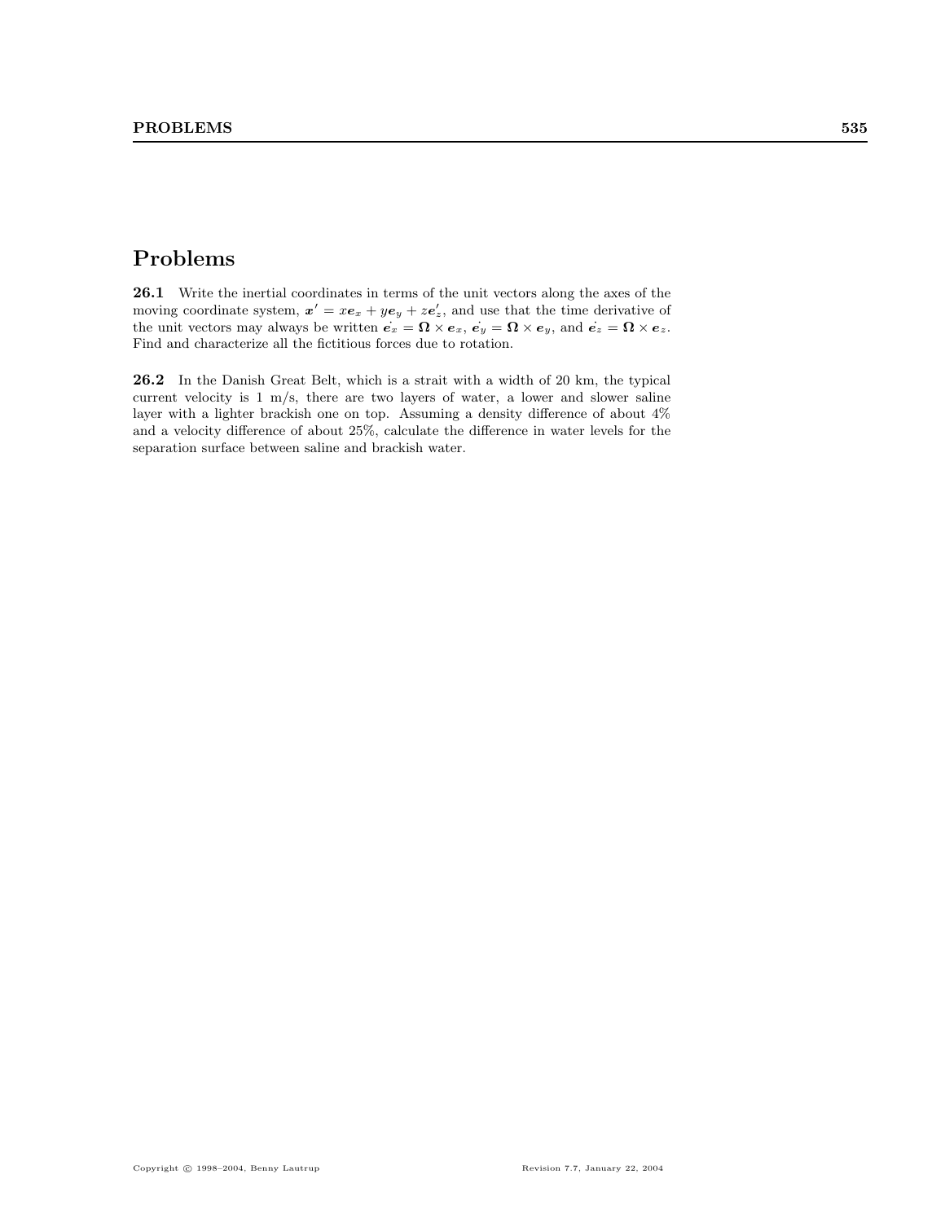# Problems

**26.1** Write the inertial coordinates in terms of the unit vectors along the axes of the moving coordinate system, $\boldsymbol{x}' = x\boldsymbol{e}_x + y\boldsymbol{e}_y + z\boldsymbol{e}'_z$, and use that the time derivative of the unit vectors may always be written $\dot{\boldsymbol{e}_x} = \boldsymbol{\Omega} \times \boldsymbol{e}_x$, $\dot{\boldsymbol{e}_y} = \boldsymbol{\Omega} \times \boldsymbol{e}_y$, and $\dot{\boldsymbol{e}_z} = \boldsymbol{\Omega} \times \boldsymbol{e}_z$. Find and characterize all the fictitious forces due to rotation.

**26.2** In the Danish Great Belt, which is a strait with a width of 20 km, the typical current velocity is 1 m/s, there are two layers of water, a lower and slower saline layer with a lighter brackish one on top. Assuming a density difference of about 4% and a velocity difference of about 25%, calculate the difference in water levels for the separation surface between saline and brackish water.